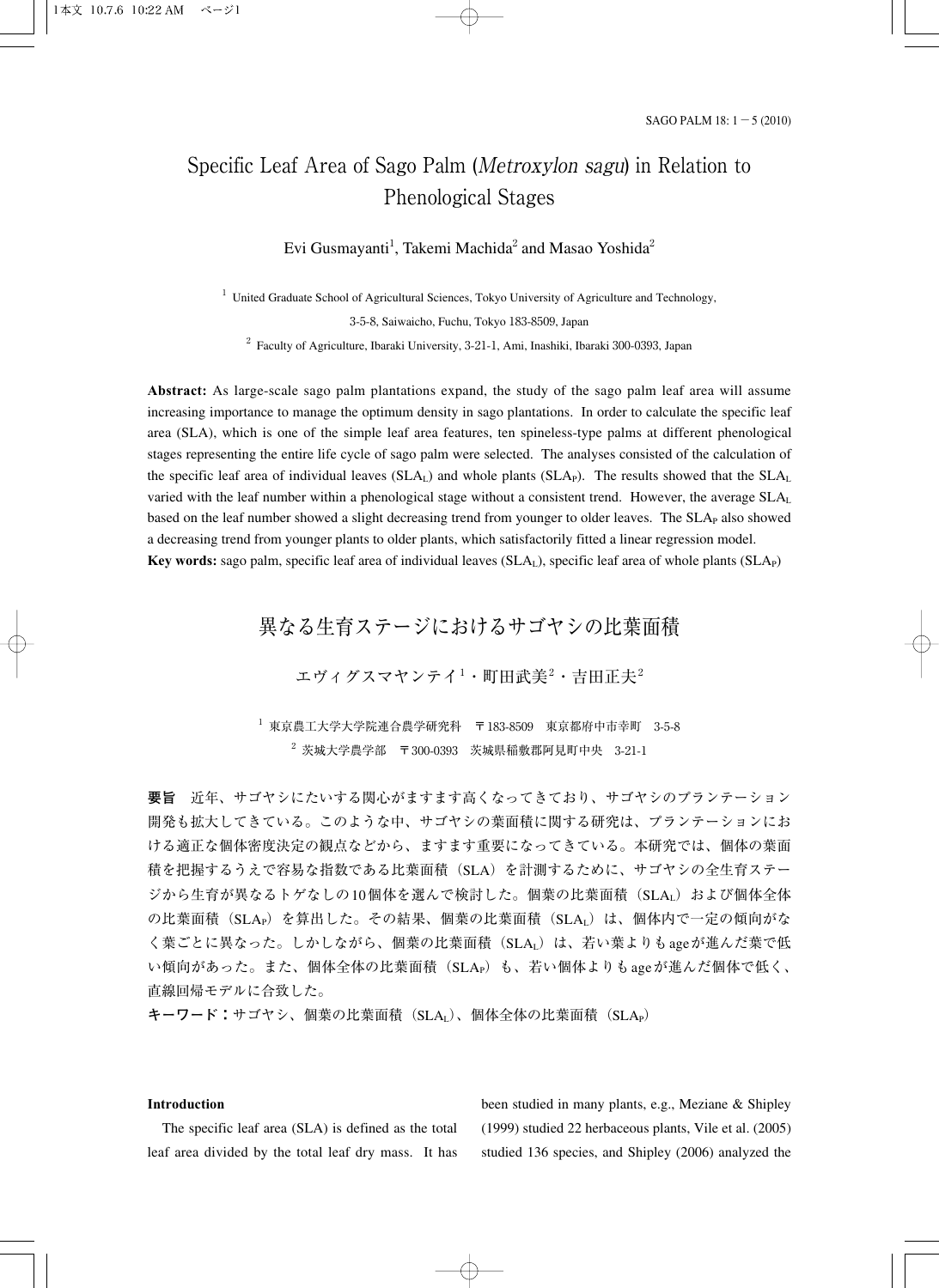# Specific Leaf Area of Sago Palm (*Metroxylon sagu*) in Relation to Phenological Stages

Evi Gusmayanti[1], Takemi Machida[2] and Masao Yoshida[2]

[1] United Graduate School of Agricultural Sciences, Tokyo University of Agriculture and Technology, 3-5-8, Saiwaicho, Fuchu, Tokyo 183-8509, Japan

[2] Faculty of Agriculture, Ibaraki University, 3-21-1, Ami, Inashiki, Ibaraki 300-0393, Japan

**Abstract:** As large-scale sago palm plantations expand, the study of the sago palm leaf area will assume increasing importance to manage the optimum density in sago plantations. In order to calculate the specific leaf area (SLA), which is one of the simple leaf area features, ten spineless-type palms at different phenological stages representing the entire life cycle of sago palm were selected. The analyses consisted of the calculation of the specific leaf area of individual leaves ($SLA_L$) and whole plants ($SLA_P$). The results showed that the $SLA_L$ varied with the leaf number within a phenological stage without a consistent trend. However, the average $SLA_L$ based on the leaf number showed a slight decreasing trend from younger to older leaves. The $SLA_P$ also showed a decreasing trend from younger plants to older plants, which satisfactorily fitted a linear regression model.

**Key words:** sago palm, specific leaf area of individual leaves ($SLA_L$), specific leaf area of whole plants ($SLA_P$)

# 異なる生育ステージにおけるサゴヤシの比葉面積

エヴィグスマヤンテイ[1]・町田武美[2]・吉田正夫[2]

[1] 東京農工大学大学院連合農学研究科　〒183-8509　東京都府中市幸町　3-5-8

[2] 茨城大学農学部　〒300-0393　茨城県稲敷郡阿見町中央　3-21-1

**要旨**　近年、サゴヤシにたいする関心がますます高くなってきており、サゴヤシのプランテーション開発も拡大してきている。このような中、サゴヤシの葉面積に関する研究は、プランテーションにおける適正な個体密度決定の観点などから、ますます重要になってきている。本研究では、個体の葉面積を把握するうえで容易な指数である比葉面積（SLA）を計測するために、サゴヤシの全生育ステージから生育が異なるトゲなしの10個体を選んで検討した。個葉の比葉面積（$SLA_L$）および個体全体の比葉面積（$SLA_P$）を算出した。その結果、個葉の比葉面積（$SLA_L$）は、個体内で一定の傾向がなく葉ごとに異なった。しかしながら、個葉の比葉面積（$SLA_L$）は、若い葉よりもageが進んだ葉で低い傾向があった。また、個体全体の比葉面積（$SLA_P$）も、若い個体よりもageが進んだ個体で低く、直線回帰モデルに合致した。

**キーワード：**サゴヤシ、個葉の比葉面積（$SLA_L$）、個体全体の比葉面積（$SLA_P$）

## Introduction

The specific leaf area (SLA) is defined as the total leaf area divided by the total leaf dry mass. It has been studied in many plants, e.g., Meziane & Shipley (1999) studied 22 herbaceous plants, Vile et al. (2005) studied 136 species, and Shipley (2006) analyzed the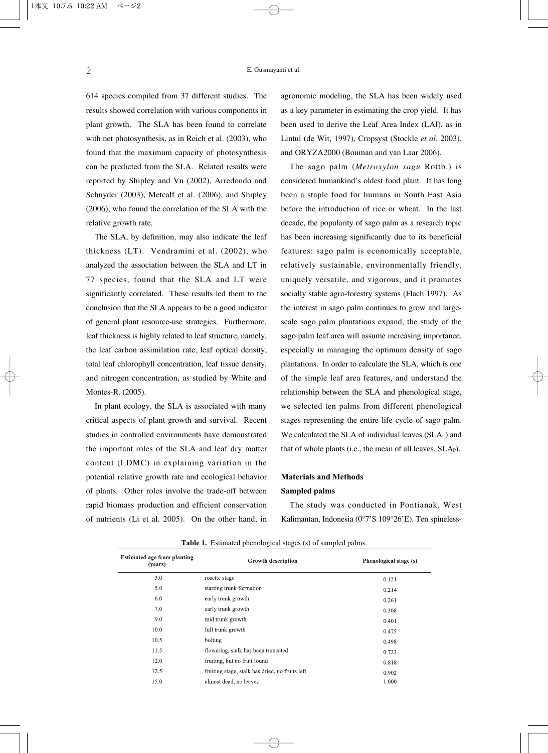614 species compiled from 37 different studies. The results showed correlation with various components in plant growth. The SLA has been found to correlate with net photosynthesis, as in Reich et al. (2003), who found that the maximum capacity of photosynthesis can be predicted from the SLA. Related results were reported by Shipley and Vu (2002), Arredondo and Schnyder (2003), Metcalf et al. (2006), and Shipley (2006), who found the correlation of the SLA with the relative growth rate.

The SLA, by definition, may also indicate the leaf thickness (LT). Vendramini et al. (2002), who analyzed the association between the SLA and LT in 77 species, found that the SLA and LT were significantly correlated. These results led them to the conclusion that the SLA appears to be a good indicator of general plant resource-use strategies. Furthermore, leaf thickness is highly related to leaf structure, namely, the leaf carbon assimilation rate, leaf optical density, total leaf chlorophyll concentration, leaf tissue density, and nitrogen concentration, as studied by White and Montes-R. (2005).

In plant ecology, the SLA is associated with many critical aspects of plant growth and survival. Recent studies in controlled environments have demonstrated the important roles of the SLA and leaf dry matter content (LDMC) in explaining variation in the potential relative growth rate and ecological behavior of plants. Other roles involve the trade-off between rapid biomass production and efficient conservation of nutrients (Li et al. 2005). On the other hand, in agronomic modeling, the SLA has been widely used as a key parameter in estimating the crop yield. It has been used to derive the Leaf Area Index (LAI), as in Lintul (de Wit, 1997), Cropsyst (Stockle *et al.* 2003), and ORYZA2000 (Bouman and van Laar 2006).

The sago palm (*Metroxylon sagu* Rottb.) is considered humankind's oldest food plant. It has long been a staple food for humans in South East Asia before the introduction of rice or wheat. In the last decade, the popularity of sago palm as a research topic has been increasing significantly due to its beneficial features: sago palm is economically acceptable, relatively sustainable, environmentally friendly, uniquely versatile, and vigorous, and it promotes socially stable agro-forestry systems (Flach 1997). As the interest in sago palm continues to grow and large-scale sago palm plantations expand, the study of the sago palm leaf area will assume increasing importance, especially in managing the optimum density of sago plantations. In order to calculate the SLA, which is one of the simple leaf area features, and understand the relationship between the SLA and phenological stage, we selected ten palms from different phenological stages representing the entire life cycle of sago palm. We calculated the SLA of individual leaves ($SLA_L$) and that of whole plants (i.e., the mean of all leaves, $SLA_P$).

## Materials and Methods

### Sampled palms

The study was conducted in Pontianak, West Kalimantan, Indonesia (0°7'S 109°26'E). Ten spineless-

**Table 1.** Estimated phenological stages (s) of sampled palms.

| Estimated age from planting (years) | Growth description | Phenological stage (s) |
|---|---|---|
| 3.0 | rosette stage | 0.121 |
| 5.0 | starting trunk formation | 0.214 |
| 6.0 | early trunk growth | 0.261 |
| 7.0 | early trunk growth | 0.308 |
| 9.0 | mid trunk growth | 0.401 |
| 10.0 | full trunk growth | 0.475 |
| 10.5 | bolting | 0.498 |
| 11.5 | flowering, stalk has been truncated | 0.723 |
| 12.0 | fruiting, but no fruit found | 0.818 |
| 12.5 | fruiting stage, stalk has dried, no fruits left | 0.902 |
| 15.0 | almost dead, no leaves | 1.000 |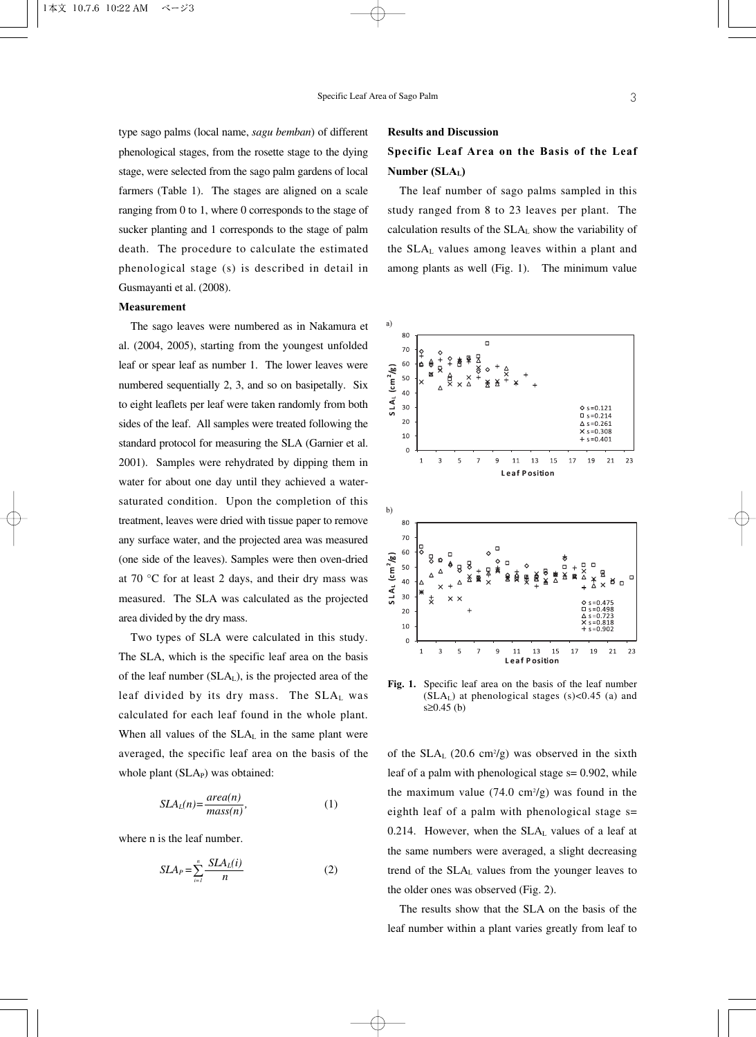type sago palms (local name, *sagu bemban*) of different phenological stages, from the rosette stage to the dying stage, were selected from the sago palm gardens of local farmers (Table 1). The stages are aligned on a scale ranging from 0 to 1, where 0 corresponds to the stage of sucker planting and 1 corresponds to the stage of palm death. The procedure to calculate the estimated phenological stage (s) is described in detail in Gusmayanti et al. (2008).

### Measurement

The sago leaves were numbered as in Nakamura et al. (2004, 2005), starting from the youngest unfolded leaf or spear leaf as number 1. The lower leaves were numbered sequentially 2, 3, and so on basipetally. Six to eight leaflets per leaf were taken randomly from both sides of the leaf. All samples were treated following the standard protocol for measuring the SLA (Garnier et al. 2001). Samples were rehydrated by dipping them in water for about one day until they achieved a water-saturated condition. Upon the completion of this treatment, leaves were dried with tissue paper to remove any surface water, and the projected area was measured (one side of the leaves). Samples were then oven-dried at 70 °C for at least 2 days, and their dry mass was measured. The SLA was calculated as the projected area divided by the dry mass.

Two types of SLA were calculated in this study. The SLA, which is the specific leaf area on the basis of the leaf number ($SLA_L$), is the projected area of the leaf divided by its dry mass. The $SLA_L$ was calculated for each leaf found in the whole plant. When all values of the $SLA_L$ in the same plant were averaged, the specific leaf area on the basis of the whole plant ($SLA_P$) was obtained:

$$SLA_L(n) = \frac{area(n)}{mass(n)}, \qquad (1)$$

where n is the leaf number.

$$SLA_P = \sum_{i=1}^{n} \frac{SLA_L(i)}{n} \qquad (2)$$

## Results and Discussion

### Specific Leaf Area on the Basis of the Leaf Number ($SLA_L$)

The leaf number of sago palms sampled in this study ranged from 8 to 23 leaves per plant. The calculation results of the $SLA_L$ show the variability of the $SLA_L$ values among leaves within a plant and among plants as well (Fig. 1). The minimum value of the $SLA_L$ (20.6 cm²/g) was observed in the sixth leaf of a palm with phenological stage s= 0.902, while the maximum value (74.0 cm²/g) was found in the eighth leaf of a palm with phenological stage s= 0.214. However, when the $SLA_L$ values of a leaf at the same numbers were averaged, a slight decreasing trend of the $SLA_L$ values from the younger leaves to the older ones was observed (Fig. 2).

**Fig. 1.** Specific leaf area on the basis of the leaf number ($SLA_L$) at phenological stages (s)<0.45 (a) and s≥0.45 (b)

The results show that the SLA on the basis of the leaf number within a plant varies greatly from leaf to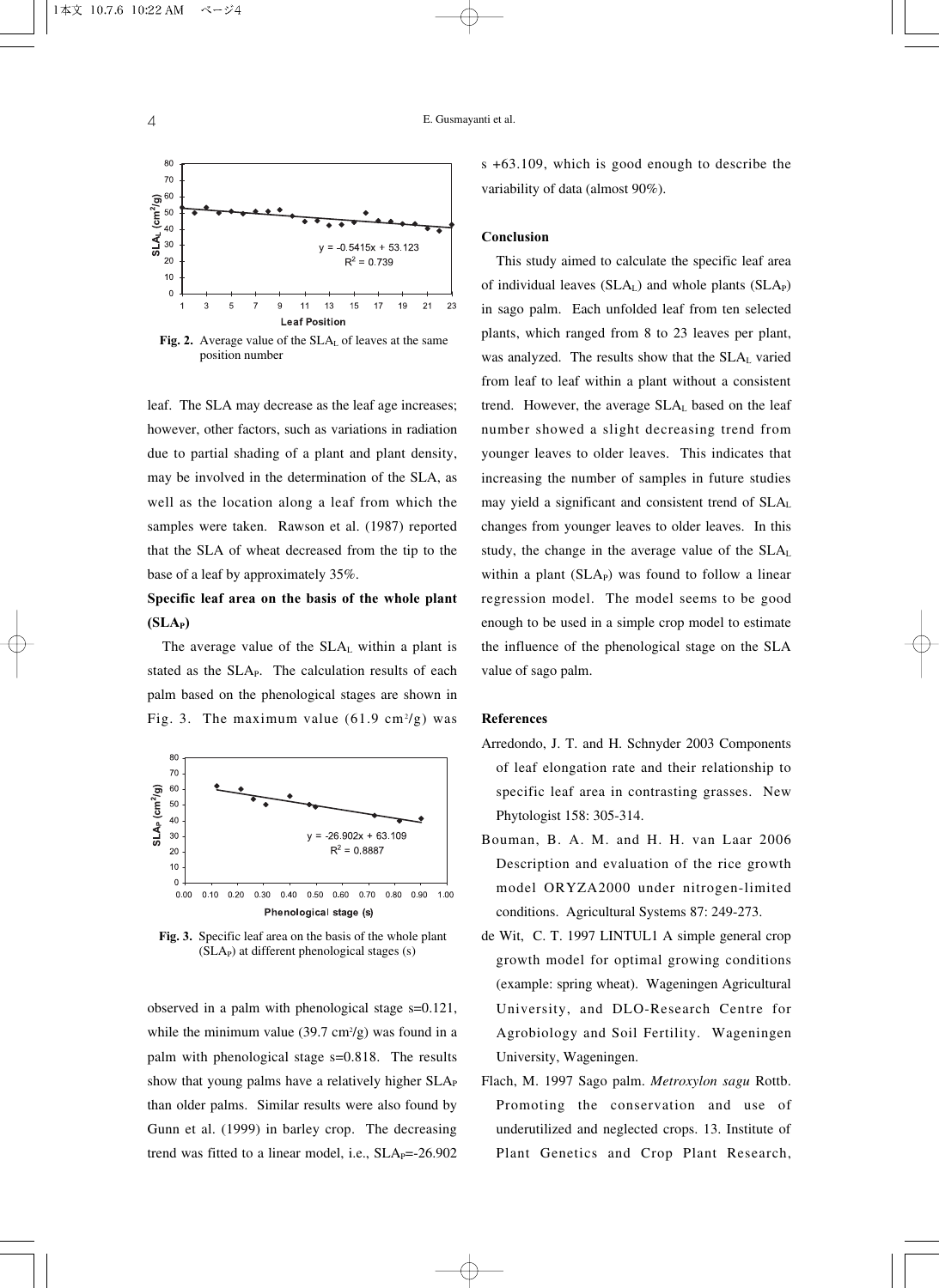Fig. 2. Average value of the $SLA_L$ of leaves at the same position number

leaf. The SLA may decrease as the leaf age increases; however, other factors, such as variations in radiation due to partial shading of a plant and plant density, may be involved in the determination of the SLA, as well as the location along a leaf from which the samples were taken. Rawson et al. (1987) reported that the SLA of wheat decreased from the tip to the base of a leaf by approximately 35%.

### Specific leaf area on the basis of the whole plant ($SLA_P$)

The average value of the $SLA_L$ within a plant is stated as the $SLA_P$. The calculation results of each palm based on the phenological stages are shown in Fig. 3. The maximum value (61.9 $cm^2/g$) was observed in a palm with phenological stage s=0.121, while the minimum value (39.7 $cm^2/g$) was found in a palm with phenological stage s=0.818. The results show that young palms have a relatively higher $SLA_P$ than older palms. Similar results were also found by Gunn et al. (1999) in barley crop. The decreasing trend was fitted to a linear model, i.e., $SLA_P$=-26.902 s +63.109, which is good enough to describe the variability of data (almost 90%).

Fig. 3. Specific leaf area on the basis of the whole plant ($SLA_P$) at different phenological stages (s)

### Conclusion

This study aimed to calculate the specific leaf area of individual leaves ($SLA_L$) and whole plants ($SLA_P$) in sago palm. Each unfolded leaf from ten selected plants, which ranged from 8 to 23 leaves per plant, was analyzed. The results show that the $SLA_L$ varied from leaf to leaf within a plant without a consistent trend. However, the average $SLA_L$ based on the leaf number showed a slight decreasing trend from younger leaves to older leaves. This indicates that increasing the number of samples in future studies may yield a significant and consistent trend of $SLA_L$ changes from younger leaves to older leaves. In this study, the change in the average value of the $SLA_L$ within a plant ($SLA_P$) was found to follow a linear regression model. The model seems to be good enough to be used in a simple crop model to estimate the influence of the phenological stage on the SLA value of sago palm.

### References

Arredondo, J. T. and H. Schnyder 2003 Components of leaf elongation rate and their relationship to specific leaf area in contrasting grasses. New Phytologist 158: 305-314.

Bouman, B. A. M. and H. H. van Laar 2006 Description and evaluation of the rice growth model ORYZA2000 under nitrogen-limited conditions. Agricultural Systems 87: 249-273.

de Wit, C. T. 1997 LINTUL1 A simple general crop growth model for optimal growing conditions (example: spring wheat). Wageningen Agricultural University, and DLO-Research Centre for Agrobiology and Soil Fertility. Wageningen University, Wageningen.

Flach, M. 1997 Sago palm. *Metroxylon sagu* Rottb. Promoting the conservation and use of underutilized and neglected crops. 13. Institute of Plant Genetics and Crop Plant Research,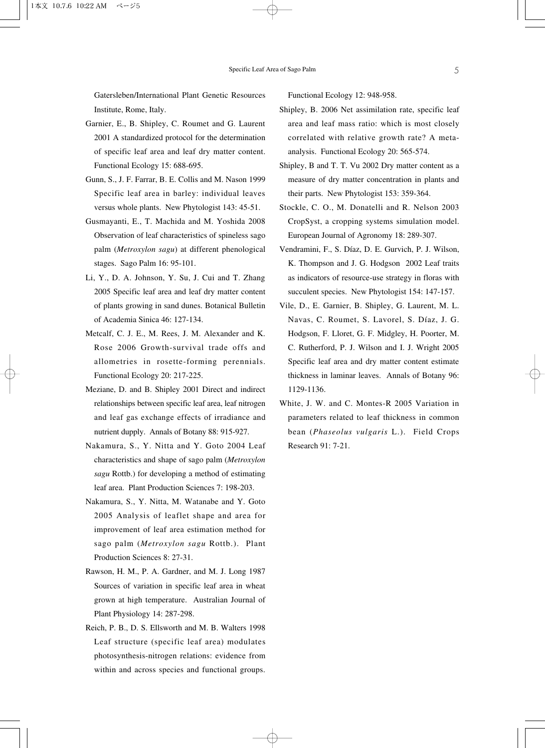Gatersleben/International Plant Genetic Resources Institute, Rome, Italy.

Garnier, E., B. Shipley, C. Roumet and G. Laurent 2001 A standardized protocol for the determination of specific leaf area and leaf dry matter content. Functional Ecology 15: 688-695.

Gunn, S., J. F. Farrar, B. E. Collis and M. Nason 1999 Specific leaf area in barley: individual leaves versus whole plants. New Phytologist 143: 45-51.

Gusmayanti, E., T. Machida and M. Yoshida 2008 Observation of leaf characteristics of spineless sago palm (*Metroxylon sagu*) at different phenological stages. Sago Palm 16: 95-101.

Li, Y., D. A. Johnson, Y. Su, J. Cui and T. Zhang 2005 Specific leaf area and leaf dry matter content of plants growing in sand dunes. Botanical Bulletin of Academia Sinica 46: 127-134.

Metcalf, C. J. E., M. Rees, J. M. Alexander and K. Rose 2006 Growth-survival trade offs and allometries in rosette-forming perennials. Functional Ecology 20: 217-225.

Meziane, D. and B. Shipley 2001 Direct and indirect relationships between specific leaf area, leaf nitrogen and leaf gas exchange effects of irradiance and nutrient dupply. Annals of Botany 88: 915-927.

Nakamura, S., Y. Nitta and Y. Goto 2004 Leaf characteristics and shape of sago palm (*Metroxylon sagu* Rottb.) for developing a method of estimating leaf area. Plant Production Sciences 7: 198-203.

Nakamura, S., Y. Nitta, M. Watanabe and Y. Goto 2005 Analysis of leaflet shape and area for improvement of leaf area estimation method for sago palm (*Metroxylon sagu* Rottb.). Plant Production Sciences 8: 27-31.

Rawson, H. M., P. A. Gardner, and M. J. Long 1987 Sources of variation in specific leaf area in wheat grown at high temperature. Australian Journal of Plant Physiology 14: 287-298.

Reich, P. B., D. S. Ellsworth and M. B. Walters 1998 Leaf structure (specific leaf area) modulates photosynthesis-nitrogen relations: evidence from within and across species and functional groups. Functional Ecology 12: 948-958.

Shipley, B. 2006 Net assimilation rate, specific leaf area and leaf mass ratio: which is most closely correlated with relative growth rate? A meta-analysis. Functional Ecology 20: 565-574.

Shipley, B and T. T. Vu 2002 Dry matter content as a measure of dry matter concentration in plants and their parts. New Phytologist 153: 359-364.

Stockle, C. O., M. Donatelli and R. Nelson 2003 CropSyst, a cropping systems simulation model. European Journal of Agronomy 18: 289-307.

Vendramini, F., S. Díaz, D. E. Gurvich, P. J. Wilson, K. Thompson and J. G. Hodgson 2002 Leaf traits as indicators of resource-use strategy in floras with succulent species. New Phytologist 154: 147-157.

Vile, D., E. Garnier, B. Shipley, G. Laurent, M. L. Navas, C. Roumet, S. Lavorel, S. Díaz, J. G. Hodgson, F. Lloret, G. F. Midgley, H. Poorter, M. C. Rutherford, P. J. Wilson and I. J. Wright 2005 Specific leaf area and dry matter content estimate thickness in laminar leaves. Annals of Botany 96: 1129-1136.

White, J. W. and C. Montes-R 2005 Variation in parameters related to leaf thickness in common bean (*Phaseolus vulgaris* L.). Field Crops Research 91: 7-21.